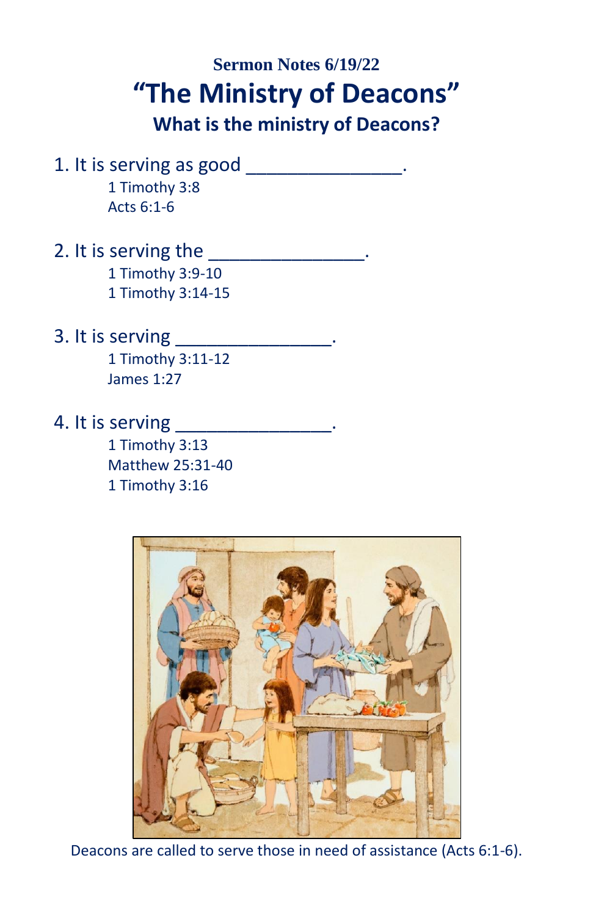**Sermon Notes 6/19/22**

# "The Ministry of Deacons"

## What is the ministry of Deacons?

1. It is serving as good _______________.
   - 1 Timothy 3:8
   - Acts 6:1-6

2. It is serving the _______________.
   - 1 Timothy 3:9-10
   - 1 Timothy 3:14-15

3. It is serving _______________.
   - 1 Timothy 3:11-12
   - James 1:27

4. It is serving _______________.
   - 1 Timothy 3:13
   - Matthew 25:31-40
   - 1 Timothy 3:16

Deacons are called to serve those in need of assistance (Acts 6:1-6).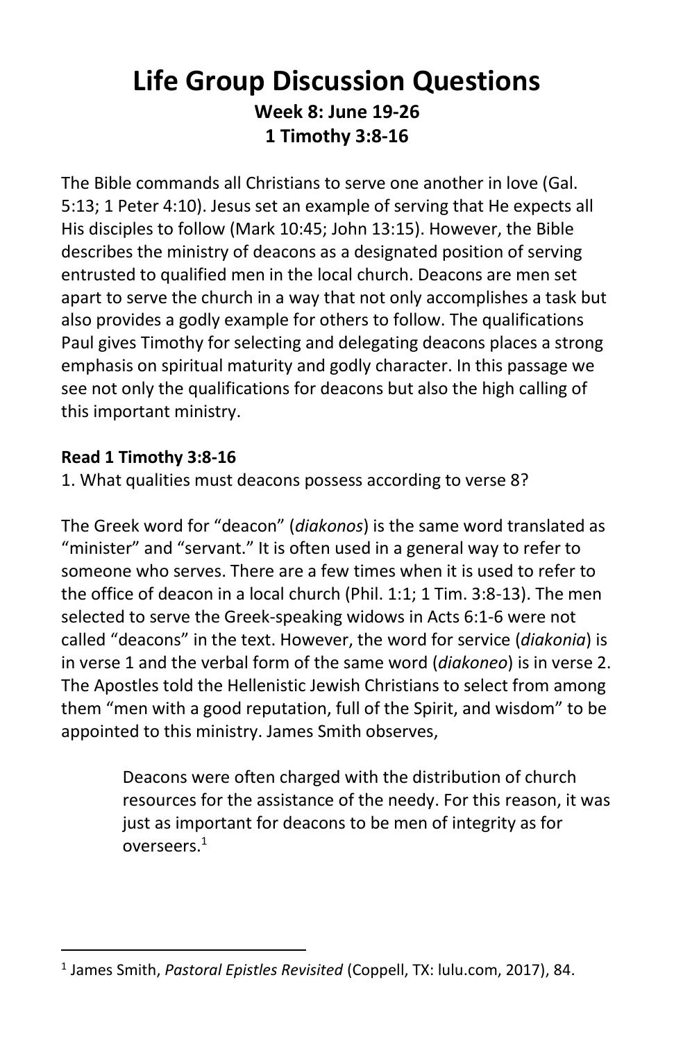# Life Group Discussion Questions

**Week 8: June 19-26**
**1 Timothy 3:8-16**

The Bible commands all Christians to serve one another in love (Gal. 5:13; 1 Peter 4:10). Jesus set an example of serving that He expects all His disciples to follow (Mark 10:45; John 13:15). However, the Bible describes the ministry of deacons as a designated position of serving entrusted to qualified men in the local church. Deacons are men set apart to serve the church in a way that not only accomplishes a task but also provides a godly example for others to follow. The qualifications Paul gives Timothy for selecting and delegating deacons places a strong emphasis on spiritual maturity and godly character. In this passage we see not only the qualifications for deacons but also the high calling of this important ministry.

**Read 1 Timothy 3:8-16**

1. What qualities must deacons possess according to verse 8?

The Greek word for "deacon" (*diakonos*) is the same word translated as "minister" and "servant." It is often used in a general way to refer to someone who serves. There are a few times when it is used to refer to the office of deacon in a local church (Phil. 1:1; 1 Tim. 3:8-13). The men selected to serve the Greek-speaking widows in Acts 6:1-6 were not called "deacons" in the text. However, the word for service (*diakonia*) is in verse 1 and the verbal form of the same word (*diakoneo*) is in verse 2. The Apostles told the Hellenistic Jewish Christians to select from among them "men with a good reputation, full of the Spirit, and wisdom" to be appointed to this ministry. James Smith observes,

> Deacons were often charged with the distribution of church resources for the assistance of the needy. For this reason, it was just as important for deacons to be men of integrity as for overseers.[1]

[1] James Smith, *Pastoral Epistles Revisited* (Coppell, TX: lulu.com, 2017), 84.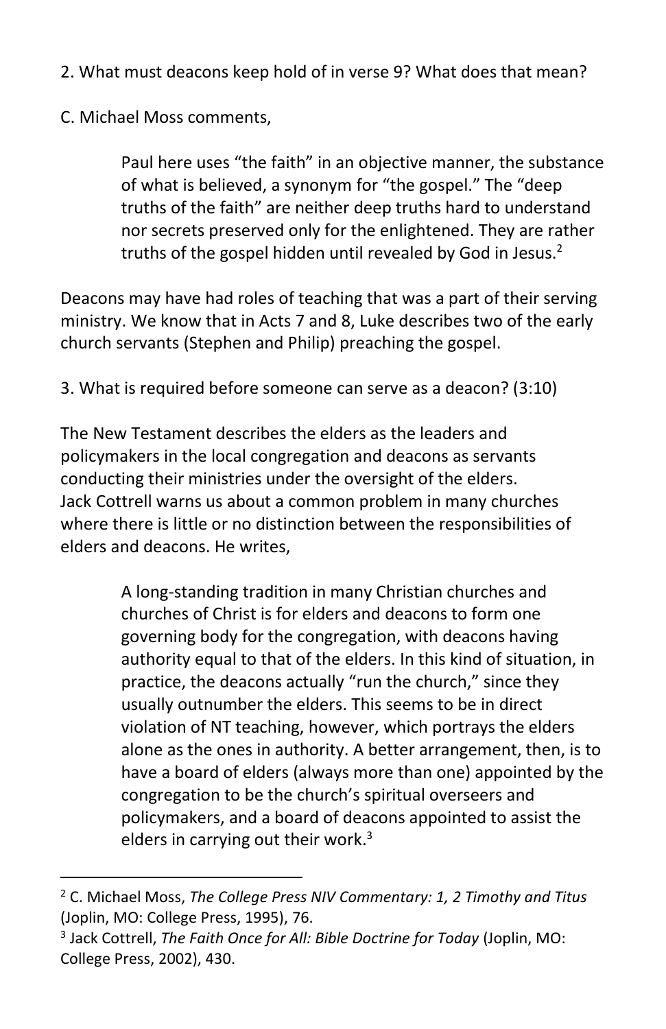2. What must deacons keep hold of in verse 9? What does that mean?

C. Michael Moss comments,

> Paul here uses "the faith" in an objective manner, the substance of what is believed, a synonym for "the gospel." The "deep truths of the faith" are neither deep truths hard to understand nor secrets preserved only for the enlightened. They are rather truths of the gospel hidden until revealed by God in Jesus.[2]

Deacons may have had roles of teaching that was a part of their serving ministry. We know that in Acts 7 and 8, Luke describes two of the early church servants (Stephen and Philip) preaching the gospel.

3. What is required before someone can serve as a deacon? (3:10)

The New Testament describes the elders as the leaders and policymakers in the local congregation and deacons as servants conducting their ministries under the oversight of the elders. Jack Cottrell warns us about a common problem in many churches where there is little or no distinction between the responsibilities of elders and deacons. He writes,

> A long-standing tradition in many Christian churches and churches of Christ is for elders and deacons to form one governing body for the congregation, with deacons having authority equal to that of the elders. In this kind of situation, in practice, the deacons actually "run the church," since they usually outnumber the elders. This seems to be in direct violation of NT teaching, however, which portrays the elders alone as the ones in authority. A better arrangement, then, is to have a board of elders (always more than one) appointed by the congregation to be the church's spiritual overseers and policymakers, and a board of deacons appointed to assist the elders in carrying out their work.[3]

---

[2] C. Michael Moss, *The College Press NIV Commentary: 1, 2 Timothy and Titus* (Joplin, MO: College Press, 1995), 76.

[3] Jack Cottrell, *The Faith Once for All: Bible Doctrine for Today* (Joplin, MO: College Press, 2002), 430.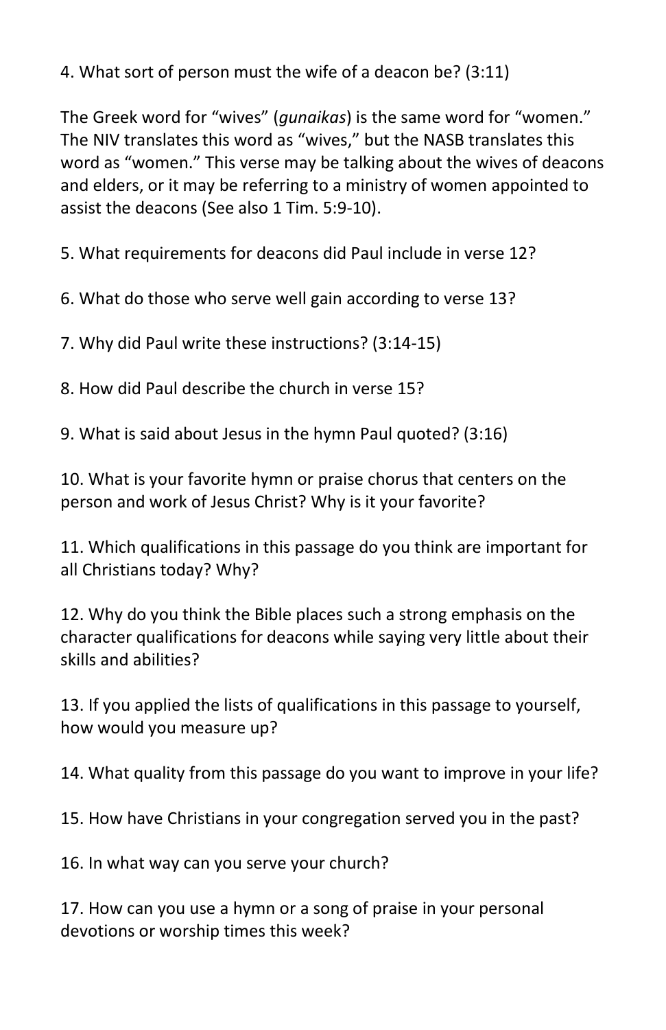4. What sort of person must the wife of a deacon be? (3:11)

The Greek word for "wives" (*gunaikas*) is the same word for "women." The NIV translates this word as "wives," but the NASB translates this word as "women." This verse may be talking about the wives of deacons and elders, or it may be referring to a ministry of women appointed to assist the deacons (See also 1 Tim. 5:9-10).

5. What requirements for deacons did Paul include in verse 12?

6. What do those who serve well gain according to verse 13?

7. Why did Paul write these instructions? (3:14-15)

8. How did Paul describe the church in verse 15?

9. What is said about Jesus in the hymn Paul quoted? (3:16)

10. What is your favorite hymn or praise chorus that centers on the person and work of Jesus Christ? Why is it your favorite?

11. Which qualifications in this passage do you think are important for all Christians today? Why?

12. Why do you think the Bible places such a strong emphasis on the character qualifications for deacons while saying very little about their skills and abilities?

13. If you applied the lists of qualifications in this passage to yourself, how would you measure up?

14. What quality from this passage do you want to improve in your life?

15. How have Christians in your congregation served you in the past?

16. In what way can you serve your church?

17. How can you use a hymn or a song of praise in your personal devotions or worship times this week?